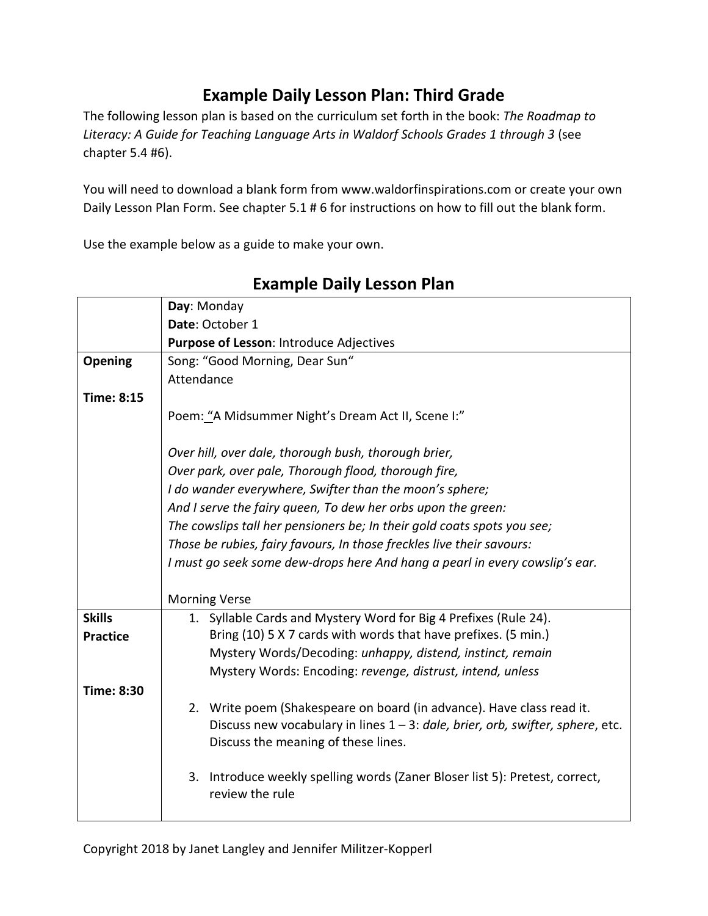# Example Daily Lesson Plan: Third Grade

The following lesson plan is based on the curriculum set forth in the book: *The Roadmap to Literacy: A Guide for Teaching Language Arts in Waldorf Schools Grades 1 through 3* (see chapter 5.4 #6).

You will need to download a blank form from www.waldorfinspirations.com or create your own Daily Lesson Plan Form. See chapter 5.1 # 6 for instructions on how to fill out the blank form.

Use the example below as a guide to make your own.

## Example Daily Lesson Plan

| | **Day**: Monday<br>**Date**: October 1<br>**Purpose of Lesson**: Introduce Adjectives |
|---|---|
| **Opening**<br><br>**Time: 8:15** | Song: "Good Morning, Dear Sun"<br>Attendance<br><br>Poem: "A Midsummer Night's Dream Act II, Scene I:"<br><br>*Over hill, over dale, thorough bush, thorough brier,*<br>*Over park, over pale, Thorough flood, thorough fire,*<br>*I do wander everywhere, Swifter than the moon's sphere;*<br>*And I serve the fairy queen, To dew her orbs upon the green:*<br>*The cowslips tall her pensioners be; In their gold coats spots you see;*<br>*Those be rubies, fairy favours, In those freckles live their savours:*<br>*I must go seek some dew-drops here And hang a pearl in every cowslip's ear.*<br><br>Morning Verse |
| **Skills Practice**<br><br>**Time: 8:30** | 1. Syllable Cards and Mystery Word for Big 4 Prefixes (Rule 24). Bring (10) 5 X 7 cards with words that have prefixes. (5 min.) Mystery Words/Decoding: *unhappy, distend, instinct, remain* Mystery Words: Encoding: *revenge, distrust, intend, unless*<br><br>2. Write poem (Shakespeare on board (in advance). Have class read it. Discuss new vocabulary in lines 1 – 3: *dale, brier, orb, swifter, sphere*, etc. Discuss the meaning of these lines.<br><br>3. Introduce weekly spelling words (Zaner Bloser list 5): Pretest, correct, review the rule |

Copyright 2018 by Janet Langley and Jennifer Militzer-Kopperl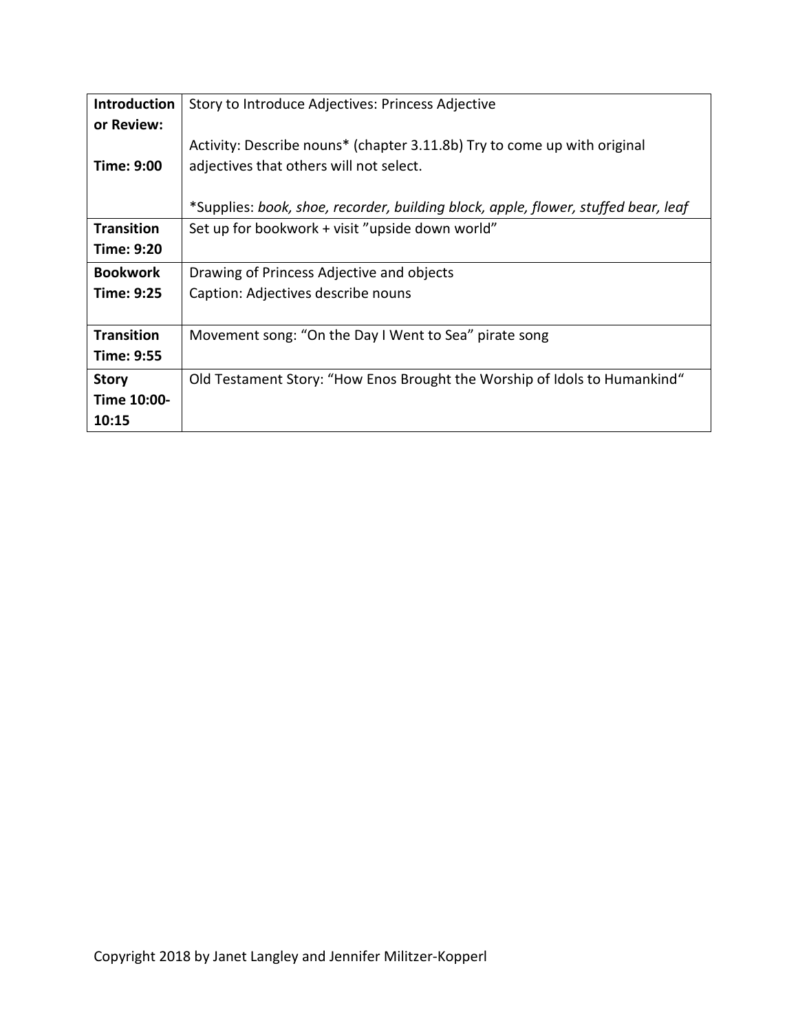| | |
|---|---|
| **Introduction or Review:**<br><br>**Time: 9:00** | Story to Introduce Adjectives: Princess Adjective<br><br>Activity: Describe nouns* (chapter 3.11.8b) Try to come up with original adjectives that others will not select.<br><br>*Supplies: *book, shoe, recorder, building block, apple, flower, stuffed bear, leaf* |
| **Transition Time: 9:20** | Set up for bookwork + visit "upside down world" |
| **Bookwork Time: 9:25** | Drawing of Princess Adjective and objects<br>Caption: Adjectives describe nouns |
| **Transition Time: 9:55** | Movement song: "On the Day I Went to Sea" pirate song |
| **Story Time 10:00-10:15** | Old Testament Story: "How Enos Brought the Worship of Idols to Humankind" |

Copyright 2018 by Janet Langley and Jennifer Militzer-Kopperl